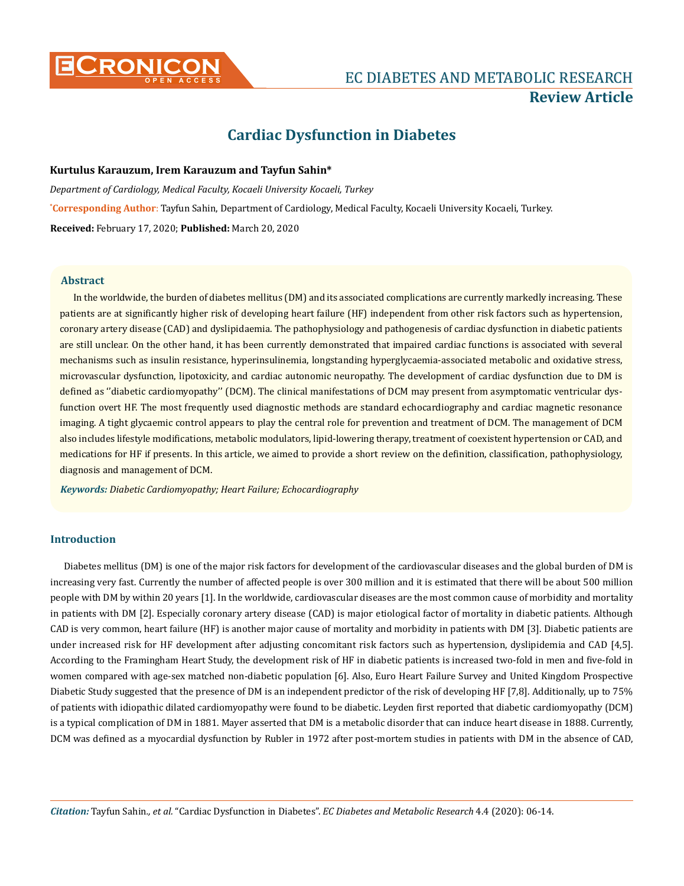# Cardiac Dysfunction in Diabetes

**Kurtulus Karauzum, Irem Karauzum and Tayfun Sahin***

*Department of Cardiology, Medical Faculty, Kocaeli University Kocaeli, Turkey*

***Corresponding Author:** Tayfun Sahin, Department of Cardiology, Medical Faculty, Kocaeli University Kocaeli, Turkey.

**Received:** February 17, 2020; **Published:** March 20, 2020

## Abstract

In the worldwide, the burden of diabetes mellitus (DM) and its associated complications are currently markedly increasing. These patients are at significantly higher risk of developing heart failure (HF) independent from other risk factors such as hypertension, coronary artery disease (CAD) and dyslipidaemia. The pathophysiology and pathogenesis of cardiac dysfunction in diabetic patients are still unclear. On the other hand, it has been currently demonstrated that impaired cardiac functions is associated with several mechanisms such as insulin resistance, hyperinsulinemia, longstanding hyperglycaemia-associated metabolic and oxidative stress, microvascular dysfunction, lipotoxicity, and cardiac autonomic neuropathy. The development of cardiac dysfunction due to DM is defined as ''diabetic cardiomyopathy'' (DCM). The clinical manifestations of DCM may present from asymptomatic ventricular dysfunction overt HF. The most frequently used diagnostic methods are standard echocardiography and cardiac magnetic resonance imaging. A tight glycaemic control appears to play the central role for prevention and treatment of DCM. The management of DCM also includes lifestyle modifications, metabolic modulators, lipid-lowering therapy, treatment of coexistent hypertension or CAD, and medications for HF if presents. In this article, we aimed to provide a short review on the definition, classification, pathophysiology, diagnosis and management of DCM.

***Keywords:** Diabetic Cardiomyopathy; Heart Failure; Echocardiography*

## Introduction

Diabetes mellitus (DM) is one of the major risk factors for development of the cardiovascular diseases and the global burden of DM is increasing very fast. Currently the number of affected people is over 300 million and it is estimated that there will be about 500 million people with DM by within 20 years [1]. In the worldwide, cardiovascular diseases are the most common cause of morbidity and mortality in patients with DM [2]. Especially coronary artery disease (CAD) is major etiological factor of mortality in diabetic patients. Although CAD is very common, heart failure (HF) is another major cause of mortality and morbidity in patients with DM [3]. Diabetic patients are under increased risk for HF development after adjusting concomitant risk factors such as hypertension, dyslipidemia and CAD [4,5]. According to the Framingham Heart Study, the development risk of HF in diabetic patients is increased two-fold in men and five-fold in women compared with age-sex matched non-diabetic population [6]. Also, Euro Heart Failure Survey and United Kingdom Prospective Diabetic Study suggested that the presence of DM is an independent predictor of the risk of developing HF [7,8]. Additionally, up to 75% of patients with idiopathic dilated cardiomyopathy were found to be diabetic. Leyden first reported that diabetic cardiomyopathy (DCM) is a typical complication of DM in 1881. Mayer asserted that DM is a metabolic disorder that can induce heart disease in 1888. Currently, DCM was defined as a myocardial dysfunction by Rubler in 1972 after post-mortem studies in patients with DM in the absence of CAD,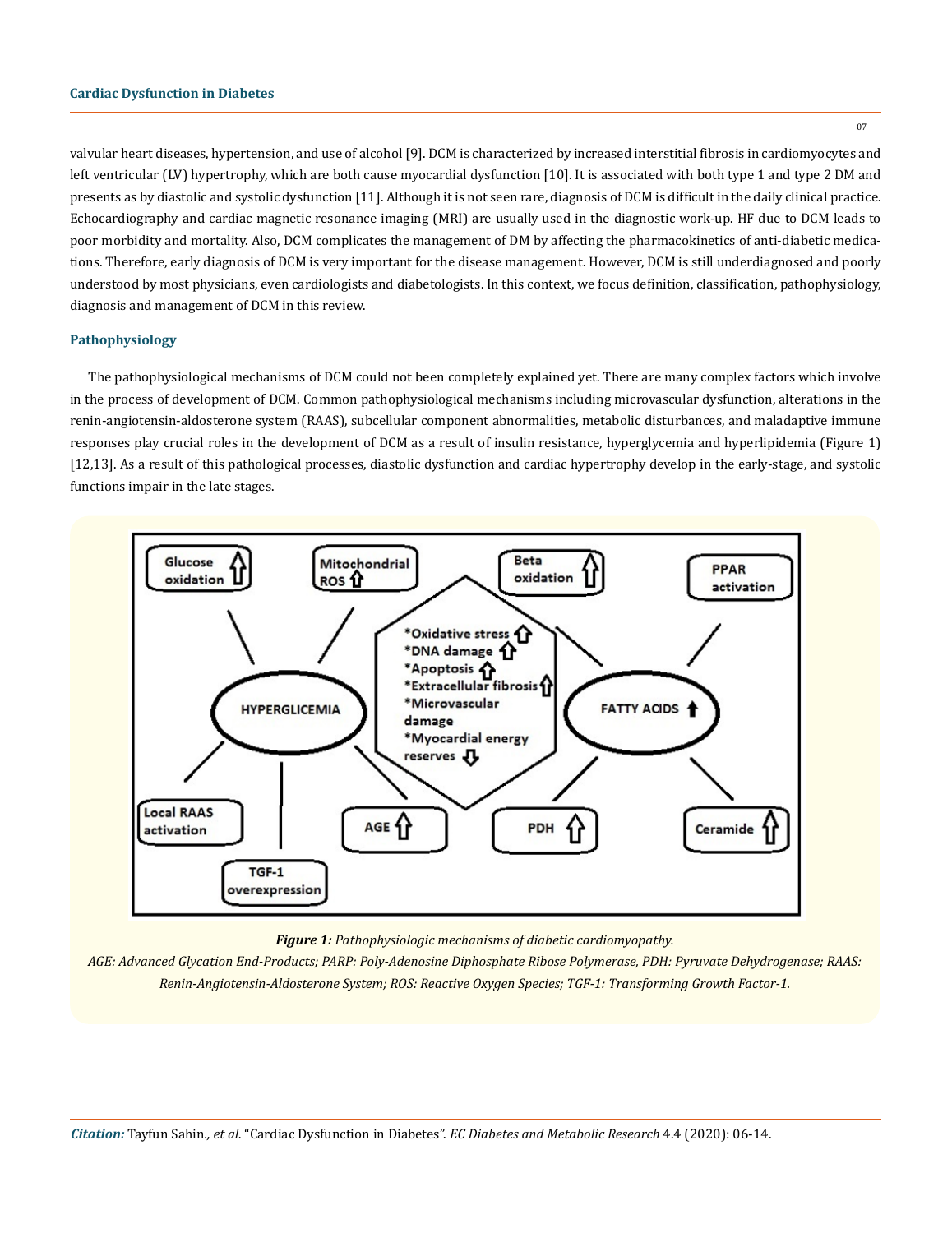valvular heart diseases, hypertension, and use of alcohol [9]. DCM is characterized by increased interstitial fibrosis in cardiomyocytes and left ventricular (LV) hypertrophy, which are both cause myocardial dysfunction [10]. It is associated with both type 1 and type 2 DM and presents as by diastolic and systolic dysfunction [11]. Although it is not seen rare, diagnosis of DCM is difficult in the daily clinical practice. Echocardiography and cardiac magnetic resonance imaging (MRI) are usually used in the diagnostic work-up. HF due to DCM leads to poor morbidity and mortality. Also, DCM complicates the management of DM by affecting the pharmacokinetics of anti-diabetic medications. Therefore, early diagnosis of DCM is very important for the disease management. However, DCM is still underdiagnosed and poorly understood by most physicians, even cardiologists and diabetologists. In this context, we focus definition, classification, pathophysiology, diagnosis and management of DCM in this review.

## Pathophysiology

The pathophysiological mechanisms of DCM could not been completely explained yet. There are many complex factors which involve in the process of development of DCM. Common pathophysiological mechanisms including microvascular dysfunction, alterations in the renin-angiotensin-aldosterone system (RAAS), subcellular component abnormalities, metabolic disturbances, and maladaptive immune responses play crucial roles in the development of DCM as a result of insulin resistance, hyperglycemia and hyperlipidemia (Figure 1) [12,13]. As a result of this pathological processes, diastolic dysfunction and cardiac hypertrophy develop in the early-stage, and systolic functions impair in the late stages.

***Figure 1:*** *Pathophysiologic mechanisms of diabetic cardiomyopathy.*

*AGE: Advanced Glycation End-Products; PARP: Poly-Adenosine Diphosphate Ribose Polymerase, PDH: Pyruvate Dehydrogenase; RAAS: Renin-Angiotensin-Aldosterone System; ROS: Reactive Oxygen Species; TGF-1: Transforming Growth Factor-1.*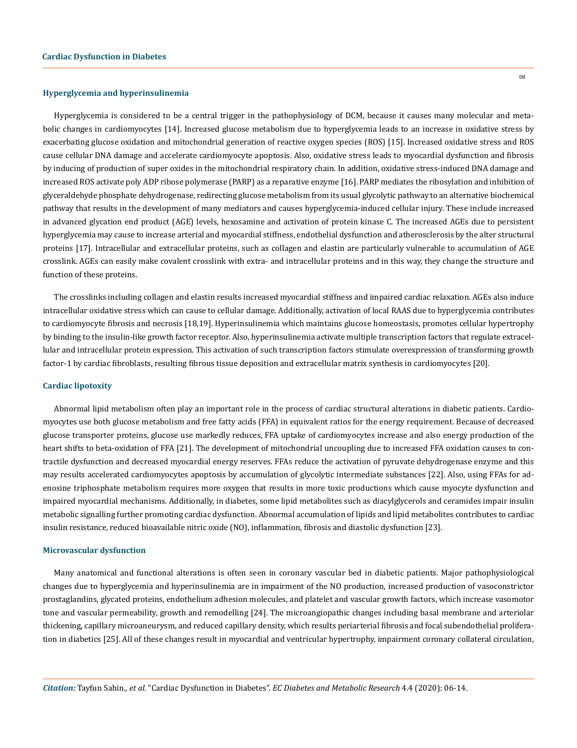### Hyperglycemia and hyperinsulinemia

Hyperglycemia is considered to be a central trigger in the pathophysiology of DCM, because it causes many molecular and metabolic changes in cardiomyocytes [14]. Increased glucose metabolism due to hyperglycemia leads to an increase in oxidative stress by exacerbating glucose oxidation and mitochondrial generation of reactive oxygen species (ROS) [15]. Increased oxidative stress and ROS cause cellular DNA damage and accelerate cardiomyocyte apoptosis. Also, oxidative stress leads to myocardial dysfunction and fibrosis by inducing of production of super oxides in the mitochondrial respiratory chain. In addition, oxidative stress-induced DNA damage and increased ROS activate poly ADP ribose polymerase (PARP) as a reparative enzyme [16]. PARP mediates the ribosylation and inhibition of glyceraldehyde phosphate dehydrogenase, redirecting glucose metabolism from its usual glycolytic pathway to an alternative biochemical pathway that results in the development of many mediators and causes hyperglycemia-induced cellular injury. These include increased in advanced glycation end product (AGE) levels, hexosamine and activation of protein kinase C. The increased AGEs due to persistent hyperglycemia may cause to increase arterial and myocardial stiffness, endothelial dysfunction and atherosclerosis by the alter structural proteins [17]. Intracellular and extracellular proteins, such as collagen and elastin are particularly vulnerable to accumulation of AGE crosslink. AGEs can easily make covalent crosslink with extra- and intracellular proteins and in this way, they change the structure and function of these proteins.

The crosslinks including collagen and elastin results increased myocardial stiffness and impaired cardiac relaxation. AGEs also induce intracellular oxidative stress which can cause to cellular damage. Additionally, activation of local RAAS due to hyperglycemia contributes to cardiomyocyte fibrosis and necrosis [18,19]. Hyperinsulinemia which maintains glucose homeostasis, promotes cellular hypertrophy by binding to the insulin-like growth factor receptor. Also, hyperinsulinemia activate multiple transcription factors that regulate extracellular and intracellular protein expression. This activation of such transcription factors stimulate overexpression of transforming growth factor-1 by cardiac fibroblasts, resulting fibrous tissue deposition and extracellular matrix synthesis in cardiomyocytes [20].

### Cardiac lipotoxity

Abnormal lipid metabolism often play an important role in the process of cardiac structural alterations in diabetic patients. Cardiomyocytes use both glucose metabolism and free fatty acids (FFA) in equivalent ratios for the energy requirement. Because of decreased glucose transporter proteins, glucose use markedly reduces, FFA uptake of cardiomyocytes increase and also energy production of the heart shifts to beta-oxidation of FFA [21]. The development of mitochondrial uncoupling due to increased FFA oxidation causes to contractile dysfunction and decreased myocardial energy reserves. FFAs reduce the activation of pyruvate dehydrogenase enzyme and this may results accelerated cardiomyocytes apoptosis by accumulation of glycolytic intermediate substances [22]. Also, using FFAs for adenosine triphosphate metabolism requires more oxygen that results in more toxic productions which cause myocyte dysfunction and impaired myocardial mechanisms. Additionally, in diabetes, some lipid metabolites such as diacylglycerols and ceramides impair insulin metabolic signalling further promoting cardiac dysfunction. Abnormal accumulation of lipids and lipid metabolites contributes to cardiac insulin resistance, reduced bioavailable nitric oxide (NO), inflammation, fibrosis and diastolic dysfunction [23].

### Microvascular dysfunction

Many anatomical and functional alterations is often seen in coronary vascular bed in diabetic patients. Major pathophysiological changes due to hyperglycemia and hyperinsulinemia are in impairment of the NO production, increased production of vasoconstrictor prostaglandins, glycated proteins, endothelium adhesion molecules, and platelet and vascular growth factors, which increase vasomotor tone and vascular permeability, growth and remodelling [24]. The microangiopathic changes including basal membrane and arteriolar thickening, capillary microaneurysm, and reduced capillary density, which results periarterial fibrosis and focal subendothelial proliferation in diabetics [25]. All of these changes result in myocardial and ventricular hypertrophy, impairment coronary collateral circulation,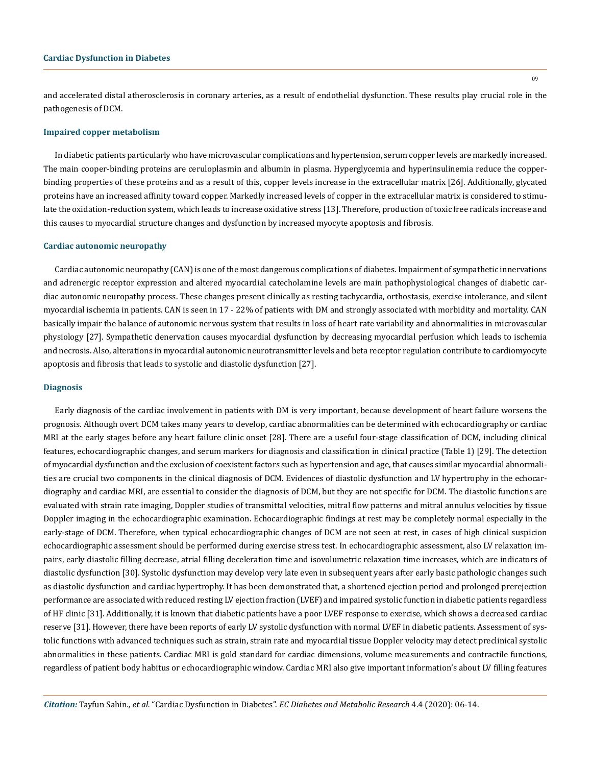and accelerated distal atherosclerosis in coronary arteries, as a result of endothelial dysfunction. These results play crucial role in the pathogenesis of DCM.

### Impaired copper metabolism

In diabetic patients particularly who have microvascular complications and hypertension, serum copper levels are markedly increased. The main cooper-binding proteins are ceruloplasmin and albumin in plasma. Hyperglycemia and hyperinsulinemia reduce the copper-binding properties of these proteins and as a result of this, copper levels increase in the extracellular matrix [26]. Additionally, glycated proteins have an increased affinity toward copper. Markedly increased levels of copper in the extracellular matrix is considered to stimulate the oxidation-reduction system, which leads to increase oxidative stress [13]. Therefore, production of toxic free radicals increase and this causes to myocardial structure changes and dysfunction by increased myocyte apoptosis and fibrosis.

### Cardiac autonomic neuropathy

Cardiac autonomic neuropathy (CAN) is one of the most dangerous complications of diabetes. Impairment of sympathetic innervations and adrenergic receptor expression and altered myocardial catecholamine levels are main pathophysiological changes of diabetic cardiac autonomic neuropathy process. These changes present clinically as resting tachycardia, orthostasis, exercise intolerance, and silent myocardial ischemia in patients. CAN is seen in 17 - 22% of patients with DM and strongly associated with morbidity and mortality. CAN basically impair the balance of autonomic nervous system that results in loss of heart rate variability and abnormalities in microvascular physiology [27]. Sympathetic denervation causes myocardial dysfunction by decreasing myocardial perfusion which leads to ischemia and necrosis. Also, alterations in myocardial autonomic neurotransmitter levels and beta receptor regulation contribute to cardiomyocyte apoptosis and fibrosis that leads to systolic and diastolic dysfunction [27].

### Diagnosis

Early diagnosis of the cardiac involvement in patients with DM is very important, because development of heart failure worsens the prognosis. Although overt DCM takes many years to develop, cardiac abnormalities can be determined with echocardiography or cardiac MRI at the early stages before any heart failure clinic onset [28]. There are a useful four-stage classification of DCM, including clinical features, echocardiographic changes, and serum markers for diagnosis and classification in clinical practice (Table 1) [29]. The detection of myocardial dysfunction and the exclusion of coexistent factors such as hypertension and age, that causes similar myocardial abnormalities are crucial two components in the clinical diagnosis of DCM. Evidences of diastolic dysfunction and LV hypertrophy in the echocardiography and cardiac MRI, are essential to consider the diagnosis of DCM, but they are not specific for DCM. The diastolic functions are evaluated with strain rate imaging, Doppler studies of transmittal velocities, mitral flow patterns and mitral annulus velocities by tissue Doppler imaging in the echocardiographic examination. Echocardiographic findings at rest may be completely normal especially in the early-stage of DCM. Therefore, when typical echocardiographic changes of DCM are not seen at rest, in cases of high clinical suspicion echocardiographic assessment should be performed during exercise stress test. In echocardiographic assessment, also LV relaxation impairs, early diastolic filling decrease, atrial filling deceleration time and isovolumetric relaxation time increases, which are indicators of diastolic dysfunction [30]. Systolic dysfunction may develop very late even in subsequent years after early basic pathologic changes such as diastolic dysfunction and cardiac hypertrophy. It has been demonstrated that, a shortened ejection period and prolonged prerejection performance are associated with reduced resting LV ejection fraction (LVEF) and impaired systolic function in diabetic patients regardless of HF clinic [31]. Additionally, it is known that diabetic patients have a poor LVEF response to exercise, which shows a decreased cardiac reserve [31]. However, there have been reports of early LV systolic dysfunction with normal LVEF in diabetic patients. Assessment of systolic functions with advanced techniques such as strain, strain rate and myocardial tissue Doppler velocity may detect preclinical systolic abnormalities in these patients. Cardiac MRI is gold standard for cardiac dimensions, volume measurements and contractile functions, regardless of patient body habitus or echocardiographic window. Cardiac MRI also give important information's about LV filling features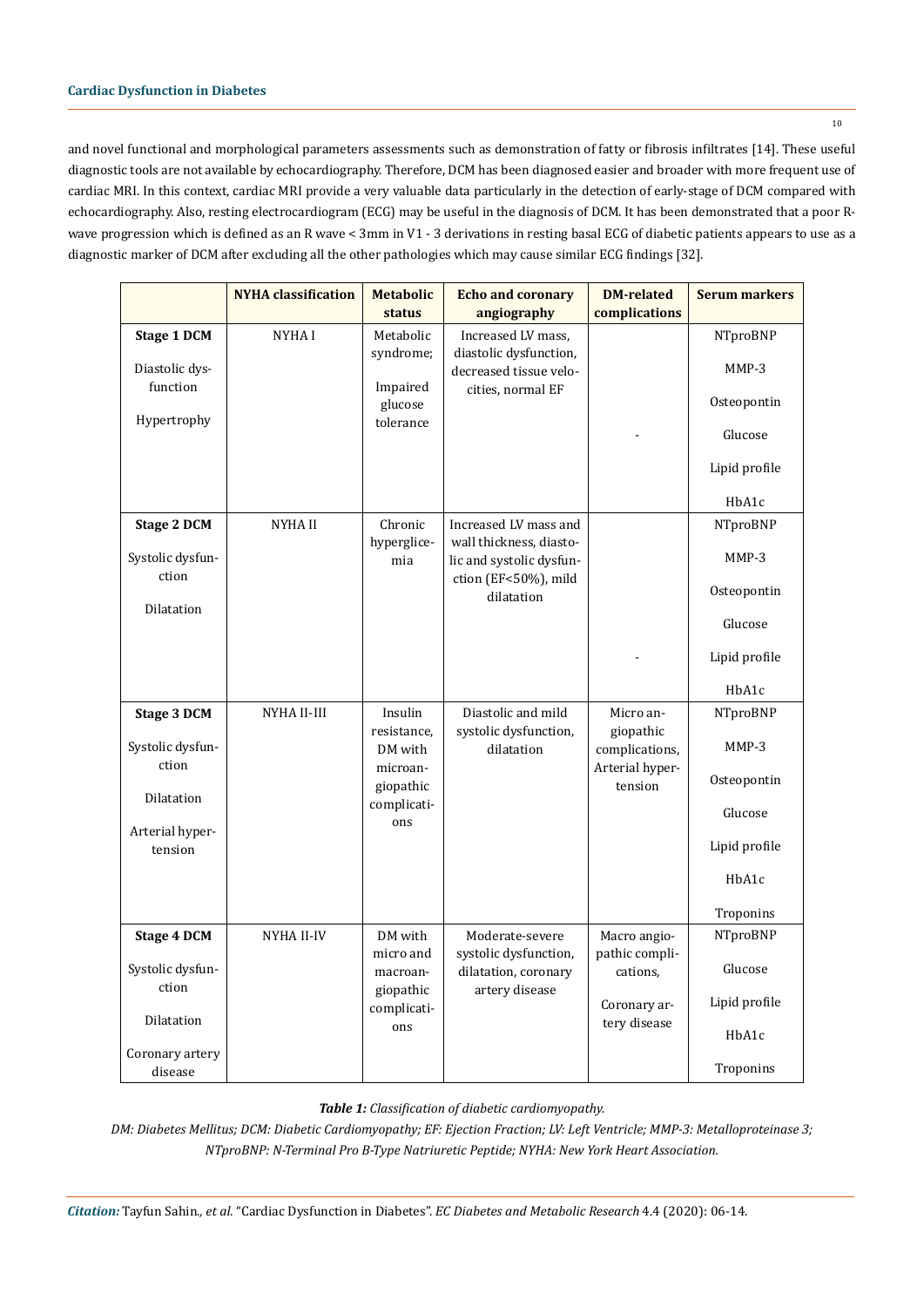and novel functional and morphological parameters assessments such as demonstration of fatty or fibrosis infiltrates [14]. These useful diagnostic tools are not available by echocardiography. Therefore, DCM has been diagnosed easier and broader with more frequent use of cardiac MRI. In this context, cardiac MRI provide a very valuable data particularly in the detection of early-stage of DCM compared with echocardiography. Also, resting electrocardiogram (ECG) may be useful in the diagnosis of DCM. It has been demonstrated that a poor R-wave progression which is defined as an R wave < 3mm in V1 - 3 derivations in resting basal ECG of diabetic patients appears to use as a diagnostic marker of DCM after excluding all the other pathologies which may cause similar ECG findings [32].

| | NYHA classification | Metabolic status | Echo and coronary angiography | DM-related complications | Serum markers |
|---|---|---|---|---|---|
| **Stage 1 DCM**<br>Diastolic dysfunction<br>Hypertrophy | NYHA I | Metabolic syndrome;<br>Impaired glucose tolerance | Increased LV mass, diastolic dysfunction, decreased tissue velocities, normal EF | - | NTproBNP<br>MMP-3<br>Osteopontin<br>Glucose<br>Lipid profile<br>HbA1c |
| **Stage 2 DCM**<br>Systolic dysfunction<br>Dilatation | NYHA II | Chronic hyperglicemia | Increased LV mass and wall thickness, diastolic and systolic dysfunction (EF<50%), mild dilatation | - | NTproBNP<br>MMP-3<br>Osteopontin<br>Glucose<br>Lipid profile<br>HbA1c |
| **Stage 3 DCM**<br>Systolic dysfunction<br>Dilatation<br>Arterial hypertension | NYHA II-III | Insulin resistance, DM with microangiopathic complications | Diastolic and mild systolic dysfunction, dilatation | Micro angiopathic complications, Arterial hypertension | NTproBNP<br>MMP-3<br>Osteopontin<br>Glucose<br>Lipid profile<br>HbA1c<br>Troponins |
| **Stage 4 DCM**<br>Systolic dysfunction<br>Dilatation<br>Coronary artery disease | NYHA II-IV | DM with micro and macroangiopathic complications | Moderate-severe systolic dysfunction, dilatation, coronary artery disease | Macro angiopathic complications,<br>Coronary artery disease | NTproBNP<br>Glucose<br>Lipid profile<br>HbA1c<br>Troponins |

***Table 1:*** *Classification of diabetic cardiomyopathy.*

*DM: Diabetes Mellitus; DCM: Diabetic Cardiomyopathy; EF: Ejection Fraction; LV: Left Ventricle; MMP-3: Metalloproteinase 3; NTproBNP: N-Terminal Pro B-Type Natriuretic Peptide; NYHA: New York Heart Association.*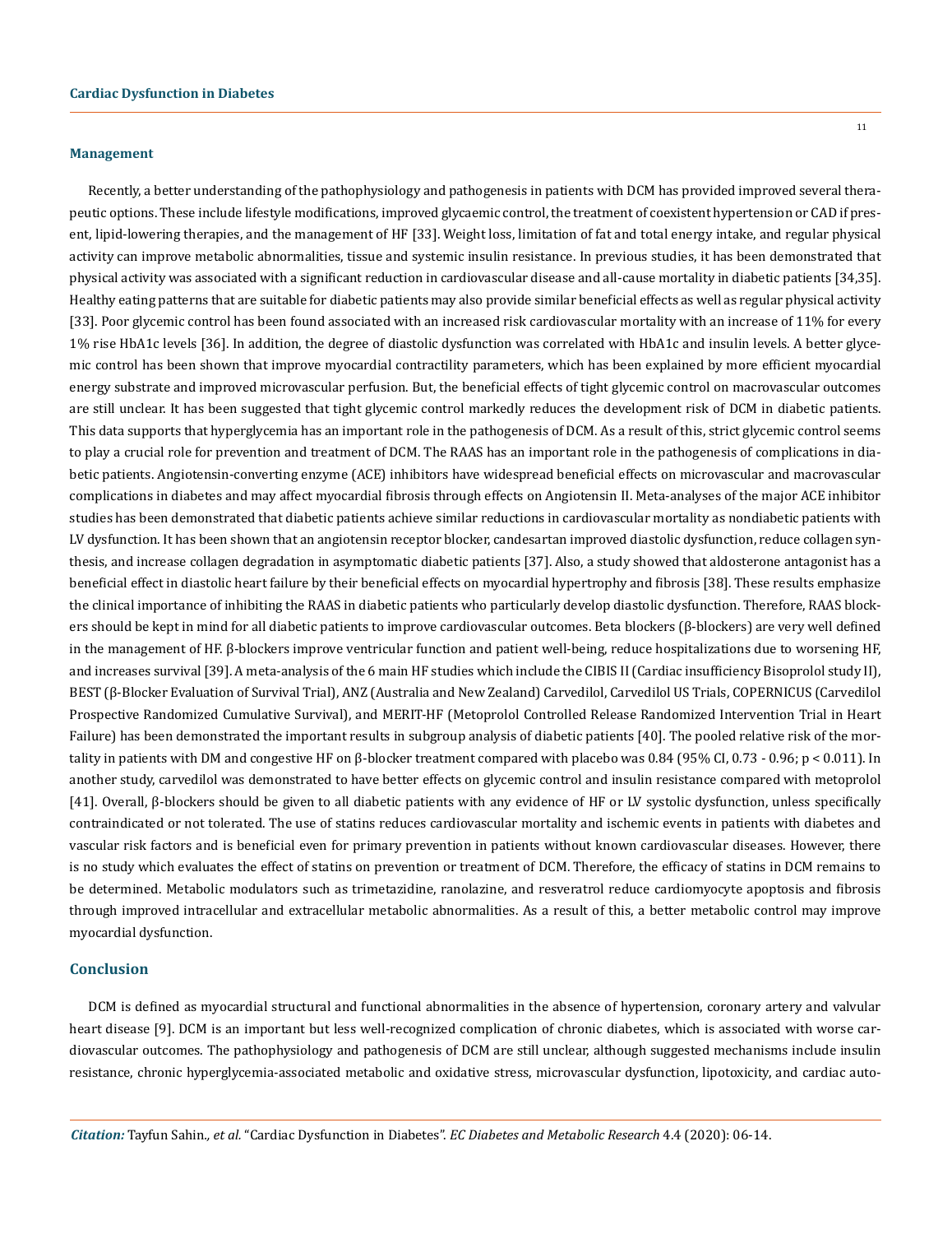### Management

Recently, a better understanding of the pathophysiology and pathogenesis in patients with DCM has provided improved several therapeutic options. These include lifestyle modifications, improved glycaemic control, the treatment of coexistent hypertension or CAD if present, lipid-lowering therapies, and the management of HF [33]. Weight loss, limitation of fat and total energy intake, and regular physical activity can improve metabolic abnormalities, tissue and systemic insulin resistance. In previous studies, it has been demonstrated that physical activity was associated with a significant reduction in cardiovascular disease and all-cause mortality in diabetic patients [34,35]. Healthy eating patterns that are suitable for diabetic patients may also provide similar beneficial effects as well as regular physical activity [33]. Poor glycemic control has been found associated with an increased risk cardiovascular mortality with an increase of 11% for every 1% rise HbA1c levels [36]. In addition, the degree of diastolic dysfunction was correlated with HbA1c and insulin levels. A better glycemic control has been shown that improve myocardial contractility parameters, which has been explained by more efficient myocardial energy substrate and improved microvascular perfusion. But, the beneficial effects of tight glycemic control on macrovascular outcomes are still unclear. It has been suggested that tight glycemic control markedly reduces the development risk of DCM in diabetic patients. This data supports that hyperglycemia has an important role in the pathogenesis of DCM. As a result of this, strict glycemic control seems to play a crucial role for prevention and treatment of DCM. The RAAS has an important role in the pathogenesis of complications in diabetic patients. Angiotensin-converting enzyme (ACE) inhibitors have widespread beneficial effects on microvascular and macrovascular complications in diabetes and may affect myocardial fibrosis through effects on Angiotensin II. Meta-analyses of the major ACE inhibitor studies has been demonstrated that diabetic patients achieve similar reductions in cardiovascular mortality as nondiabetic patients with LV dysfunction. It has been shown that an angiotensin receptor blocker, candesartan improved diastolic dysfunction, reduce collagen synthesis, and increase collagen degradation in asymptomatic diabetic patients [37]. Also, a study showed that aldosterone antagonist has a beneficial effect in diastolic heart failure by their beneficial effects on myocardial hypertrophy and fibrosis [38]. These results emphasize the clinical importance of inhibiting the RAAS in diabetic patients who particularly develop diastolic dysfunction. Therefore, RAAS blockers should be kept in mind for all diabetic patients to improve cardiovascular outcomes. Beta blockers (β-blockers) are very well defined in the management of HF. β-blockers improve ventricular function and patient well-being, reduce hospitalizations due to worsening HF, and increases survival [39]. A meta-analysis of the 6 main HF studies which include the CIBIS II (Cardiac insufficiency Bisoprolol study II), BEST (β-Blocker Evaluation of Survival Trial), ANZ (Australia and New Zealand) Carvedilol, Carvedilol US Trials, COPERNICUS (Carvedilol Prospective Randomized Cumulative Survival), and MERIT-HF (Metoprolol Controlled Release Randomized Intervention Trial in Heart Failure) has been demonstrated the important results in subgroup analysis of diabetic patients [40]. The pooled relative risk of the mortality in patients with DM and congestive HF on β-blocker treatment compared with placebo was 0.84 (95% CI, 0.73 - 0.96; $p < 0.011$). In another study, carvedilol was demonstrated to have better effects on glycemic control and insulin resistance compared with metoprolol [41]. Overall, β-blockers should be given to all diabetic patients with any evidence of HF or LV systolic dysfunction, unless specifically contraindicated or not tolerated. The use of statins reduces cardiovascular mortality and ischemic events in patients with diabetes and vascular risk factors and is beneficial even for primary prevention in patients without known cardiovascular diseases. However, there is no study which evaluates the effect of statins on prevention or treatment of DCM. Therefore, the efficacy of statins in DCM remains to be determined. Metabolic modulators such as trimetazidine, ranolazine, and resveratrol reduce cardiomyocyte apoptosis and fibrosis through improved intracellular and extracellular metabolic abnormalities. As a result of this, a better metabolic control may improve myocardial dysfunction.

## Conclusion

DCM is defined as myocardial structural and functional abnormalities in the absence of hypertension, coronary artery and valvular heart disease [9]. DCM is an important but less well-recognized complication of chronic diabetes, which is associated with worse cardiovascular outcomes. The pathophysiology and pathogenesis of DCM are still unclear, although suggested mechanisms include insulin resistance, chronic hyperglycemia-associated metabolic and oxidative stress, microvascular dysfunction, lipotoxicity, and cardiac auto-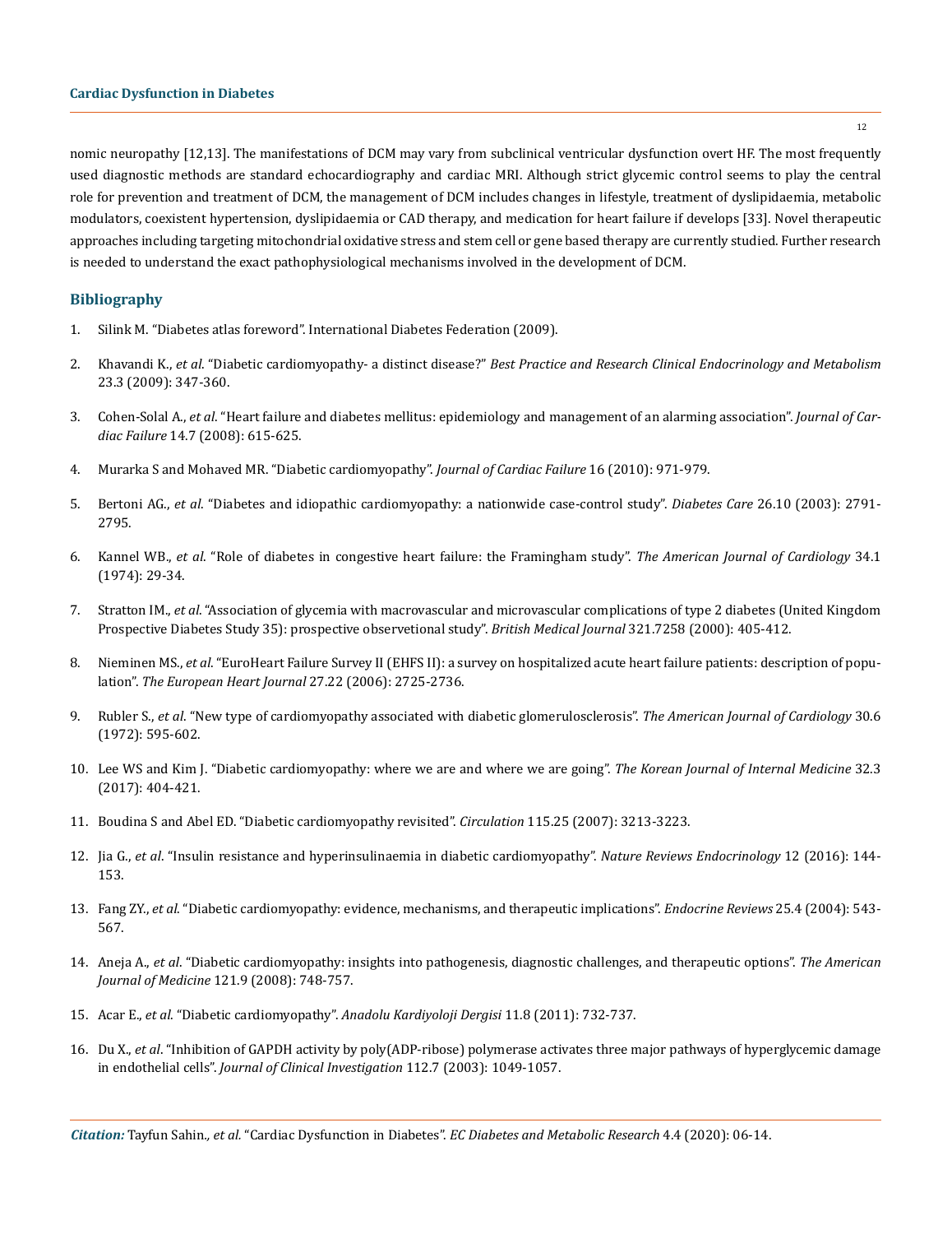nomic neuropathy [12,13]. The manifestations of DCM may vary from subclinical ventricular dysfunction overt HF. The most frequently used diagnostic methods are standard echocardiography and cardiac MRI. Although strict glycemic control seems to play the central role for prevention and treatment of DCM, the management of DCM includes changes in lifestyle, treatment of dyslipidaemia, metabolic modulators, coexistent hypertension, dyslipidaemia or CAD therapy, and medication for heart failure if develops [33]. Novel therapeutic approaches including targeting mitochondrial oxidative stress and stem cell or gene based therapy are currently studied. Further research is needed to understand the exact pathophysiological mechanisms involved in the development of DCM.

## Bibliography

1. Silink M. "Diabetes atlas foreword". International Diabetes Federation (2009).
2. Khavandi K., *et al*. "Diabetic cardiomyopathy- a distinct disease?" *Best Practice and Research Clinical Endocrinology and Metabolism* 23.3 (2009): 347-360.
3. Cohen-Solal A., *et al*. "Heart failure and diabetes mellitus: epidemiology and management of an alarming association". *Journal of Cardiac Failure* 14.7 (2008): 615-625.
4. Murarka S and Mohaved MR. "Diabetic cardiomyopathy". *Journal of Cardiac Failure* 16 (2010): 971-979.
5. Bertoni AG., *et al*. "Diabetes and idiopathic cardiomyopathy: a nationwide case-control study". *Diabetes Care* 26.10 (2003): 2791-2795.
6. Kannel WB., *et al*. "Role of diabetes in congestive heart failure: the Framingham study". *The American Journal of Cardiology* 34.1 (1974): 29-34.
7. Stratton IM., *et al*. "Association of glycemia with macrovascular and microvascular complications of type 2 diabetes (United Kingdom Prospective Diabetes Study 35): prospective observetional study". *British Medical Journal* 321.7258 (2000): 405-412.
8. Nieminen MS., *et al*. "EuroHeart Failure Survey II (EHFS II): a survey on hospitalized acute heart failure patients: description of population". *The European Heart Journal* 27.22 (2006): 2725-2736.
9. Rubler S., *et al*. "New type of cardiomyopathy associated with diabetic glomerulosclerosis". *The American Journal of Cardiology* 30.6 (1972): 595-602.
10. Lee WS and Kim J. "Diabetic cardiomyopathy: where we are and where we are going". *The Korean Journal of Internal Medicine* 32.3 (2017): 404-421.
11. Boudina S and Abel ED. "Diabetic cardiomyopathy revisited". *Circulation* 115.25 (2007): 3213-3223.
12. Jia G., *et al*. "Insulin resistance and hyperinsulinaemia in diabetic cardiomyopathy". *Nature Reviews Endocrinology* 12 (2016): 144-153.
13. Fang ZY., *et al*. "Diabetic cardiomyopathy: evidence, mechanisms, and therapeutic implications". *Endocrine Reviews* 25.4 (2004): 543-567.
14. Aneja A., *et al*. "Diabetic cardiomyopathy: insights into pathogenesis, diagnostic challenges, and therapeutic options". *The American Journal of Medicine* 121.9 (2008): 748-757.
15. Acar E., *et al*. "Diabetic cardiomyopathy". *Anadolu Kardiyoloji Dergisi* 11.8 (2011): 732-737.
16. Du X., *et al*. "Inhibition of GAPDH activity by poly(ADP-ribose) polymerase activates three major pathways of hyperglycemic damage in endothelial cells". *Journal of Clinical Investigation* 112.7 (2003): 1049-1057.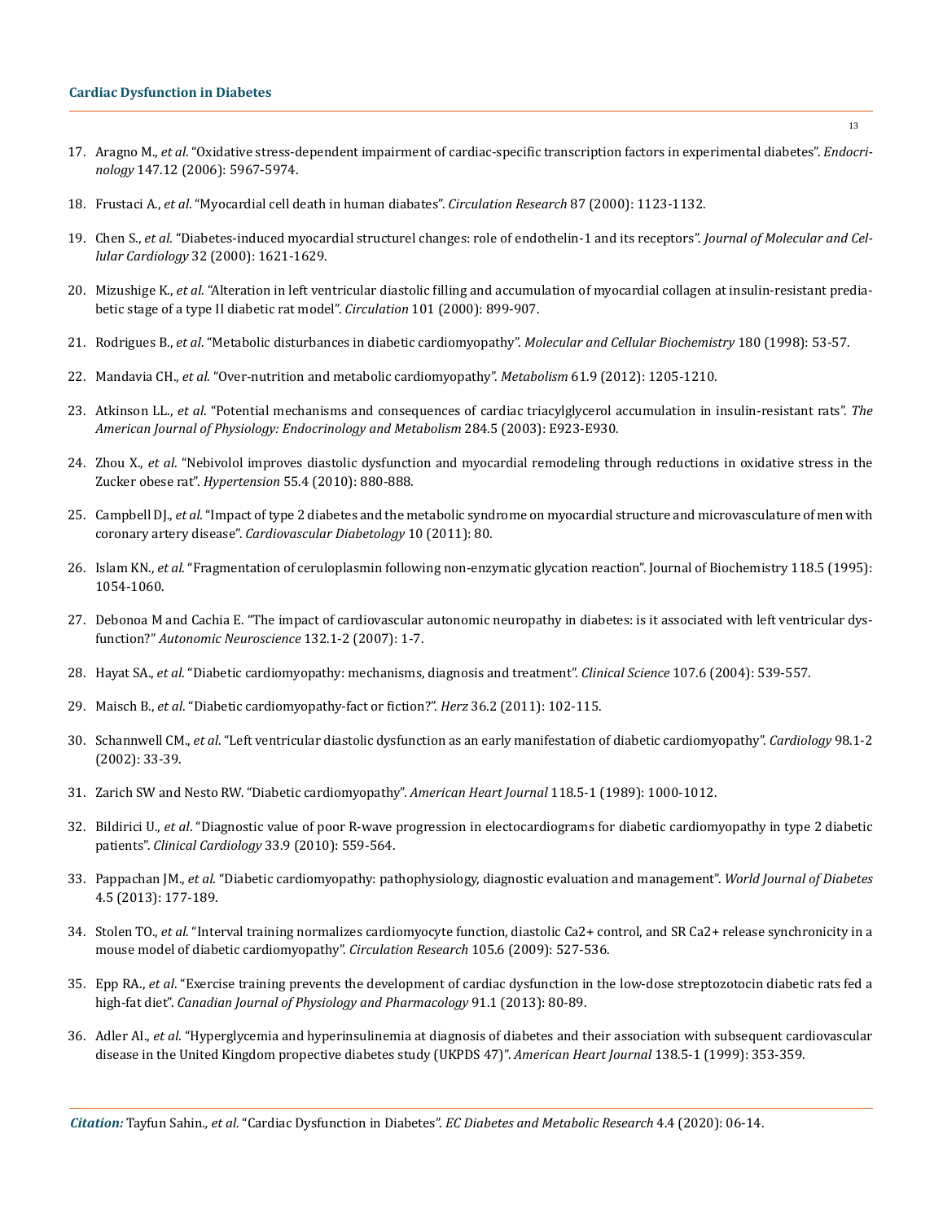17. Aragno M., *et al*. "Oxidative stress-dependent impairment of cardiac-specific transcription factors in experimental diabetes". *Endocrinology* 147.12 (2006): 5967-5974.

18. Frustaci A., *et al*. "Myocardial cell death in human diabates". *Circulation Research* 87 (2000): 1123-1132.

19. Chen S., *et al*. "Diabetes-induced myocardial structurel changes: role of endothelin-1 and its receptors". *Journal of Molecular and Cellular Cardiology* 32 (2000): 1621-1629.

20. Mizushige K., *et al*. "Alteration in left ventricular diastolic filling and accumulation of myocardial collagen at insulin-resistant prediabetic stage of a type II diabetic rat model". *Circulation* 101 (2000): 899-907.

21. Rodrigues B., *et al*. "Metabolic disturbances in diabetic cardiomyopathy". *Molecular and Cellular Biochemistry* 180 (1998): 53-57.

22. Mandavia CH., *et al*. "Over-nutrition and metabolic cardiomyopathy". *Metabolism* 61.9 (2012): 1205-1210.

23. Atkinson LL., *et al*. "Potential mechanisms and consequences of cardiac triacylglycerol accumulation in insulin-resistant rats". *The American Journal of Physiology: Endocrinology and Metabolism* 284.5 (2003): E923-E930.

24. Zhou X., *et al*. "Nebivolol improves diastolic dysfunction and myocardial remodeling through reductions in oxidative stress in the Zucker obese rat". *Hypertension* 55.4 (2010): 880-888.

25. Campbell DJ., *et al*. "Impact of type 2 diabetes and the metabolic syndrome on myocardial structure and microvasculature of men with coronary artery disease". *Cardiovascular Diabetology* 10 (2011): 80.

26. Islam KN., *et al*. "Fragmentation of ceruloplasmin following non-enzymatic glycation reaction". Journal of Biochemistry 118.5 (1995): 1054-1060.

27. Debonoa M and Cachia E. "The impact of cardiovascular autonomic neuropathy in diabetes: is it associated with left ventricular dysfunction?" *Autonomic Neuroscience* 132.1-2 (2007): 1-7.

28. Hayat SA., *et al*. "Diabetic cardiomyopathy: mechanisms, diagnosis and treatment". *Clinical Science* 107.6 (2004): 539-557.

29. Maisch B., *et al*. "Diabetic cardiomyopathy-fact or fiction?". *Herz* 36.2 (2011): 102-115.

30. Schannwell CM., *et al*. "Left ventricular diastolic dysfunction as an early manifestation of diabetic cardiomyopathy". *Cardiology* 98.1-2 (2002): 33-39.

31. Zarich SW and Nesto RW. "Diabetic cardiomyopathy". *American Heart Journal* 118.5-1 (1989): 1000-1012.

32. Bildirici U., *et al*. "Diagnostic value of poor R-wave progression in electocardiograms for diabetic cardiomyopathy in type 2 diabetic patients". *Clinical Cardiology* 33.9 (2010): 559-564.

33. Pappachan JM., *et al*. "Diabetic cardiomyopathy: pathophysiology, diagnostic evaluation and management". *World Journal of Diabetes* 4.5 (2013): 177-189.

34. Stolen TO., *et al*. "Interval training normalizes cardiomyocyte function, diastolic Ca2+ control, and SR Ca2+ release synchronicity in a mouse model of diabetic cardiomyopathy". *Circulation Research* 105.6 (2009): 527-536.

35. Epp RA., *et al*. "Exercise training prevents the development of cardiac dysfunction in the low-dose streptozotocin diabetic rats fed a high-fat diet". *Canadian Journal of Physiology and Pharmacology* 91.1 (2013): 80-89.

36. Adler AI., *et al*. "Hyperglycemia and hyperinsulinemia at diagnosis of diabetes and their association with subsequent cardiovascular disease in the United Kingdom propective diabetes study (UKPDS 47)". *American Heart Journal* 138.5-1 (1999): 353-359.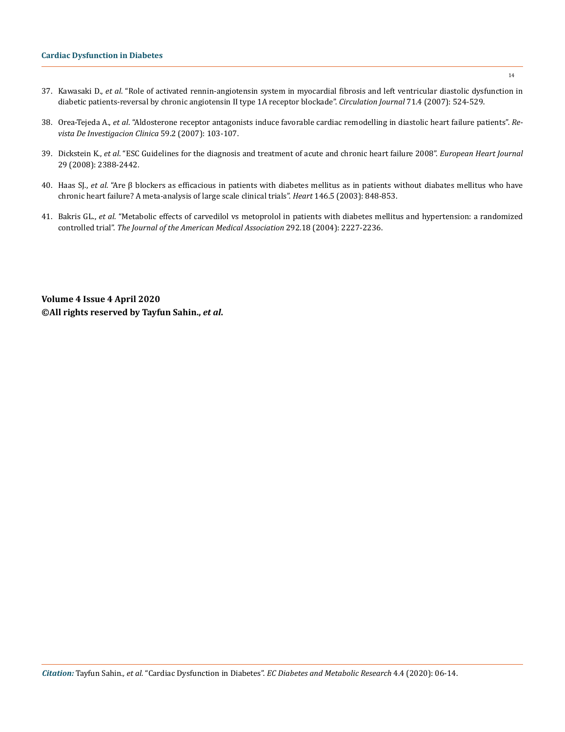37. Kawasaki D., *et al*. "Role of activated rennin-angiotensin system in myocardial fibrosis and left ventricular diastolic dysfunction in diabetic patients-reversal by chronic angiotensin II type 1A receptor blockade". *Circulation Journal* 71.4 (2007): 524-529.

38. Orea-Tejeda A., *et al*. "Aldosterone receptor antagonists induce favorable cardiac remodelling in diastolic heart failure patients". *Revista De Investigacion Clinica* 59.2 (2007): 103-107.

39. Dickstein K., *et al*. "ESC Guidelines for the diagnosis and treatment of acute and chronic heart failure 2008". *European Heart Journal* 29 (2008): 2388-2442.

40. Haas SJ., *et al*. "Are β blockers as efficacious in patients with diabetes mellitus as in patients without diabates mellitus who have chronic heart failure? A meta-analysis of large scale clinical trials". *Heart* 146.5 (2003): 848-853.

41. Bakris GL., *et al*. "Metabolic effects of carvedilol vs metoprolol in patients with diabetes mellitus and hypertension: a randomized controlled trial". *The Journal of the American Medical Association* 292.18 (2004): 2227-2236.

**Volume 4 Issue 4 April 2020**
**©All rights reserved by Tayfun Sahin., *et al*.**